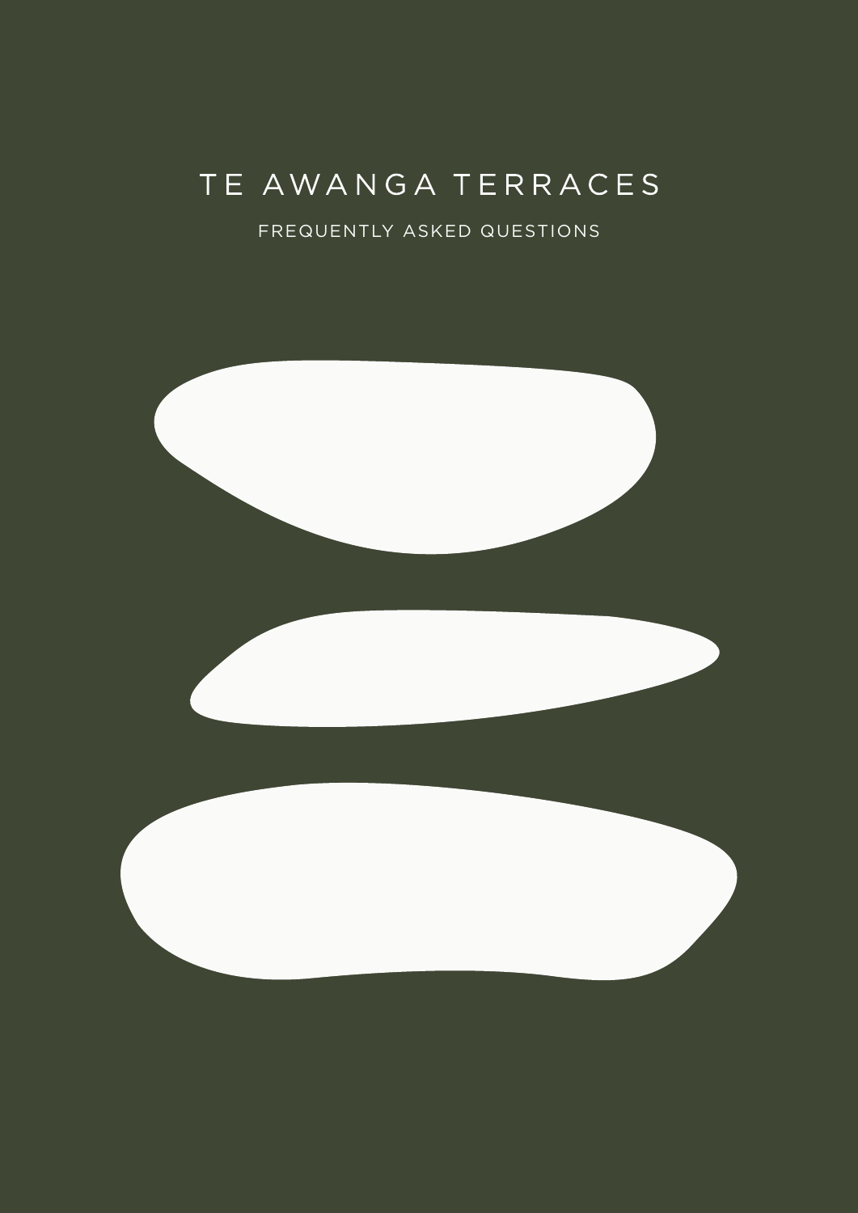# TE AWANGA TERRACES

FREQUENTLY ASKED QUESTIONS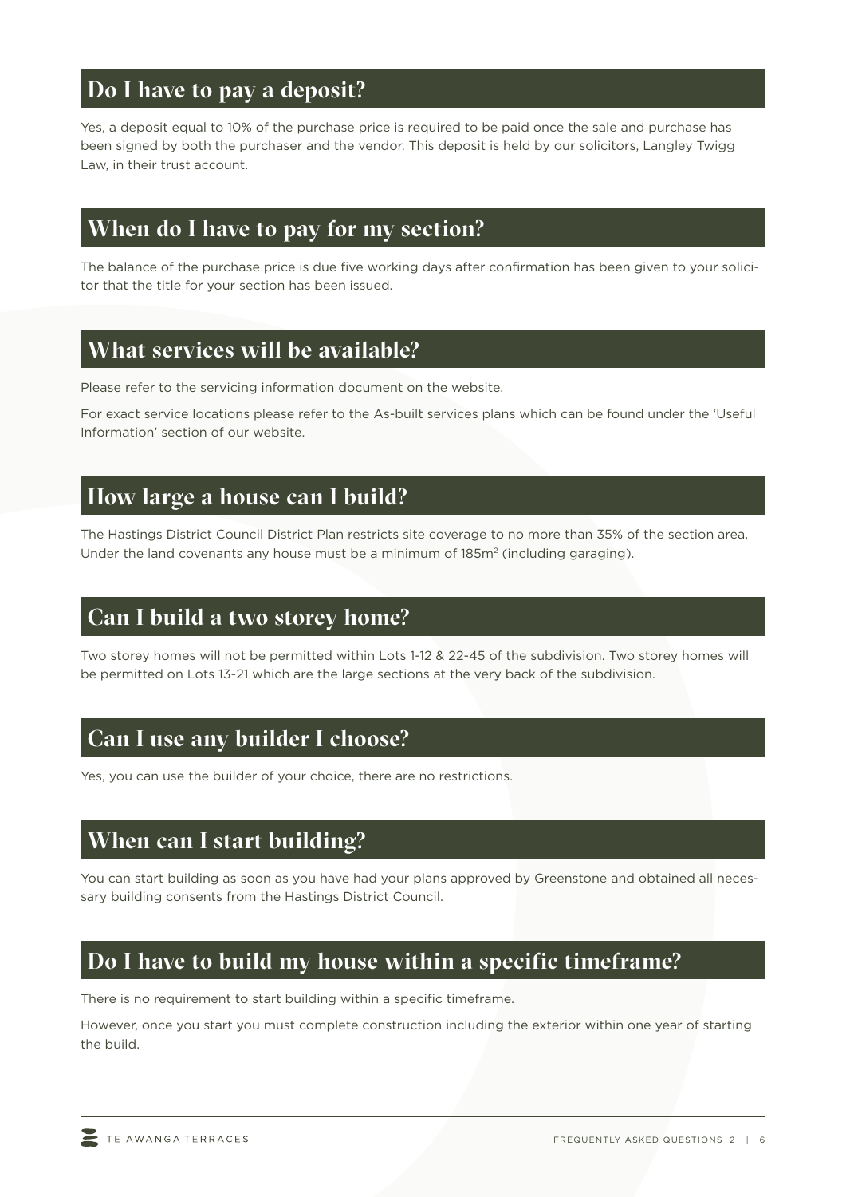## Do I have to pay a deposit?

Yes, a deposit equal to 10% of the purchase price is required to be paid once the sale and purchase has been signed by both the purchaser and the vendor. This deposit is held by our solicitors, Langley Twigg Law, in their trust account.

## When do I have to pay for my section?

The balance of the purchase price is due five working days after confirmation has been given to your solicitor that the title for your section has been issued.

## What services will be available?

Please refer to the servicing information document on the website.

For exact service locations please refer to the As-built services plans which can be found under the 'Useful Information' section of our website.

## How large a house can I build?

The Hastings District Council District Plan restricts site coverage to no more than 35% of the section area. Under the land covenants any house must be a minimum of 185m$^2$ (including garaging).

## Can I build a two storey home?

Two storey homes will not be permitted within Lots 1-12 & 22-45 of the subdivision. Two storey homes will be permitted on Lots 13-21 which are the large sections at the very back of the subdivision.

## Can I use any builder I choose?

Yes, you can use the builder of your choice, there are no restrictions.

## When can I start building?

You can start building as soon as you have had your plans approved by Greenstone and obtained all necessary building consents from the Hastings District Council.

## Do I have to build my house within a specific timeframe?

There is no requirement to start building within a specific timeframe.

However, once you start you must complete construction including the exterior within one year of starting the build.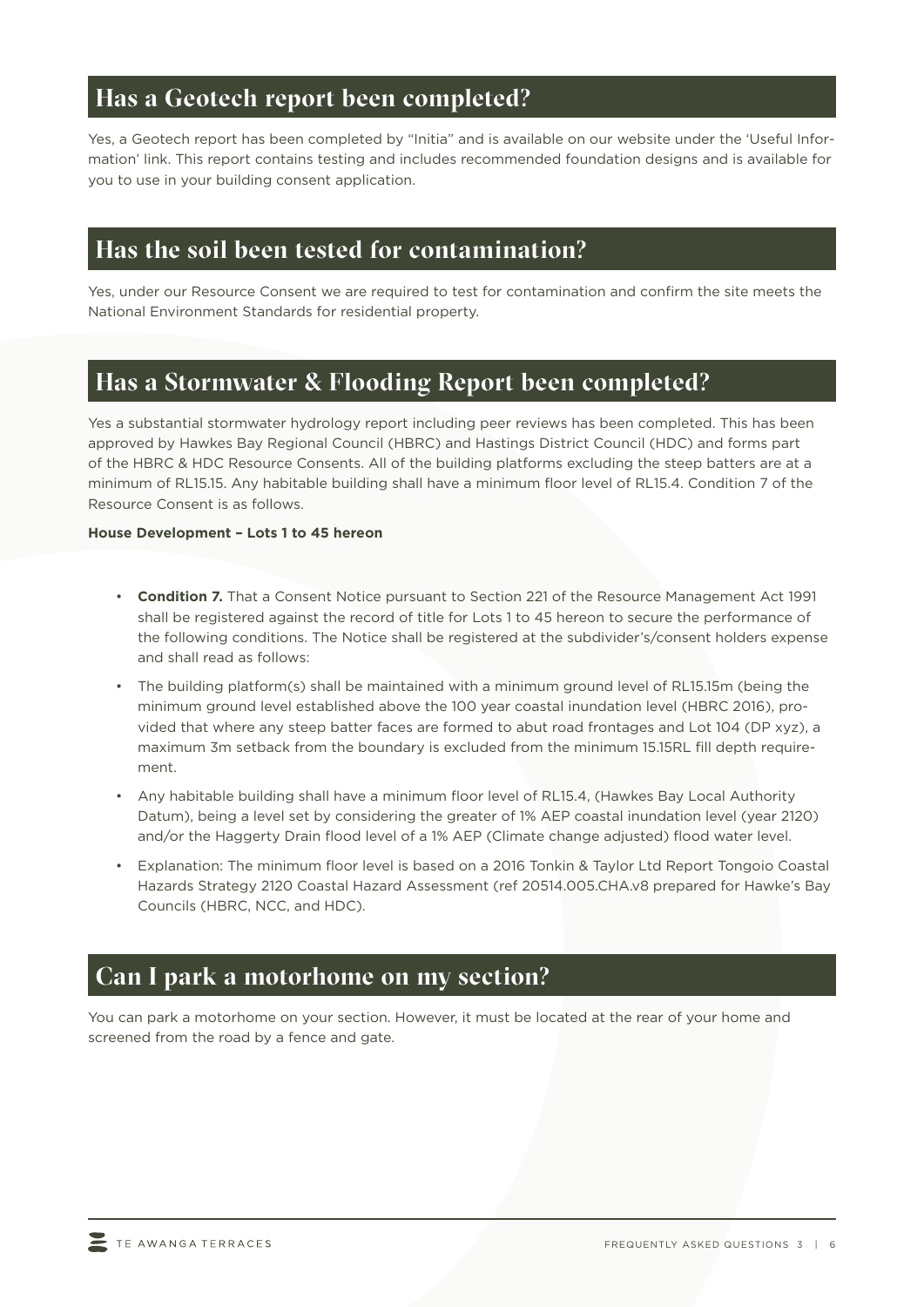## Has a Geotech report been completed?

Yes, a Geotech report has been completed by "Initia" and is available on our website under the 'Useful Information' link. This report contains testing and includes recommended foundation designs and is available for you to use in your building consent application.

## Has the soil been tested for contamination?

Yes, under our Resource Consent we are required to test for contamination and confirm the site meets the National Environment Standards for residential property.

## Has a Stormwater & Flooding Report been completed?

Yes a substantial stormwater hydrology report including peer reviews has been completed. This has been approved by Hawkes Bay Regional Council (HBRC) and Hastings District Council (HDC) and forms part of the HBRC & HDC Resource Consents. All of the building platforms excluding the steep batters are at a minimum of RL15.15. Any habitable building shall have a minimum floor level of RL15.4. Condition 7 of the Resource Consent is as follows.

**House Development – Lots 1 to 45 hereon**

- **Condition 7.** That a Consent Notice pursuant to Section 221 of the Resource Management Act 1991 shall be registered against the record of title for Lots 1 to 45 hereon to secure the performance of the following conditions. The Notice shall be registered at the subdivider's/consent holders expense and shall read as follows:
- The building platform(s) shall be maintained with a minimum ground level of RL15.15m (being the minimum ground level established above the 100 year coastal inundation level (HBRC 2016), provided that where any steep batter faces are formed to abut road frontages and Lot 104 (DP xyz), a maximum 3m setback from the boundary is excluded from the minimum 15.15RL fill depth requirement.
- Any habitable building shall have a minimum floor level of RL15.4, (Hawkes Bay Local Authority Datum), being a level set by considering the greater of 1% AEP coastal inundation level (year 2120) and/or the Haggerty Drain flood level of a 1% AEP (Climate change adjusted) flood water level.
- Explanation: The minimum floor level is based on a 2016 Tonkin & Taylor Ltd Report Tongoio Coastal Hazards Strategy 2120 Coastal Hazard Assessment (ref 20514.005.CHA.v8 prepared for Hawke's Bay Councils (HBRC, NCC, and HDC).

## Can I park a motorhome on my section?

You can park a motorhome on your section. However, it must be located at the rear of your home and screened from the road by a fence and gate.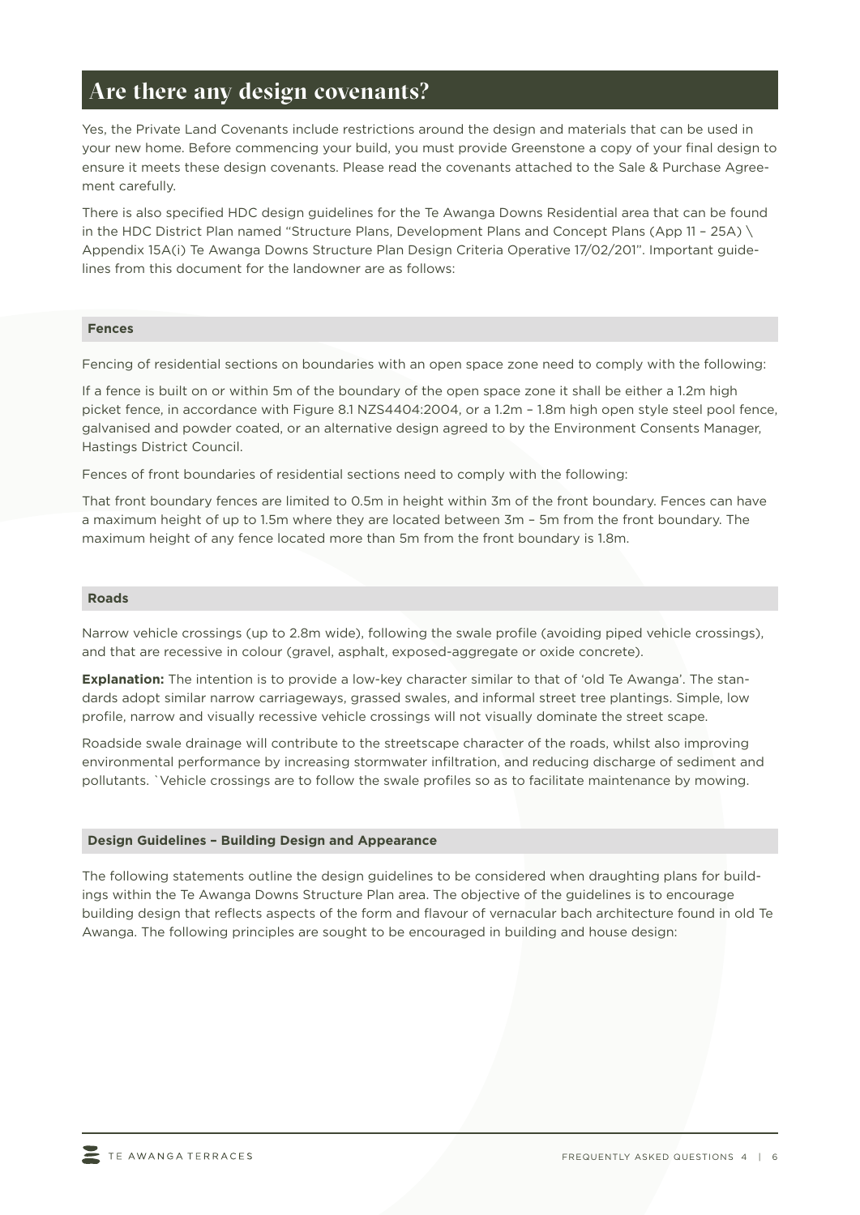## Are there any design covenants?

Yes, the Private Land Covenants include restrictions around the design and materials that can be used in your new home. Before commencing your build, you must provide Greenstone a copy of your final design to ensure it meets these design covenants. Please read the covenants attached to the Sale & Purchase Agreement carefully.

There is also specified HDC design guidelines for the Te Awanga Downs Residential area that can be found in the HDC District Plan named "Structure Plans, Development Plans and Concept Plans (App 11 – 25A) \ Appendix 15A(i) Te Awanga Downs Structure Plan Design Criteria Operative 17/02/201". Important guidelines from this document for the landowner are as follows:

### Fences

Fencing of residential sections on boundaries with an open space zone need to comply with the following:

If a fence is built on or within 5m of the boundary of the open space zone it shall be either a 1.2m high picket fence, in accordance with Figure 8.1 NZS4404:2004, or a 1.2m – 1.8m high open style steel pool fence, galvanised and powder coated, or an alternative design agreed to by the Environment Consents Manager, Hastings District Council.

Fences of front boundaries of residential sections need to comply with the following:

That front boundary fences are limited to 0.5m in height within 3m of the front boundary. Fences can have a maximum height of up to 1.5m where they are located between 3m – 5m from the front boundary. The maximum height of any fence located more than 5m from the front boundary is 1.8m.

### Roads

Narrow vehicle crossings (up to 2.8m wide), following the swale profile (avoiding piped vehicle crossings), and that are recessive in colour (gravel, asphalt, exposed-aggregate or oxide concrete).

**Explanation:** The intention is to provide a low-key character similar to that of 'old Te Awanga'. The standards adopt similar narrow carriageways, grassed swales, and informal street tree plantings. Simple, low profile, narrow and visually recessive vehicle crossings will not visually dominate the street scape.

Roadside swale drainage will contribute to the streetscape character of the roads, whilst also improving environmental performance by increasing stormwater infiltration, and reducing discharge of sediment and pollutants. `Vehicle crossings are to follow the swale profiles so as to facilitate maintenance by mowing.

### Design Guidelines – Building Design and Appearance

The following statements outline the design guidelines to be considered when draughting plans for buildings within the Te Awanga Downs Structure Plan area. The objective of the guidelines is to encourage building design that reflects aspects of the form and flavour of vernacular bach architecture found in old Te Awanga. The following principles are sought to be encouraged in building and house design: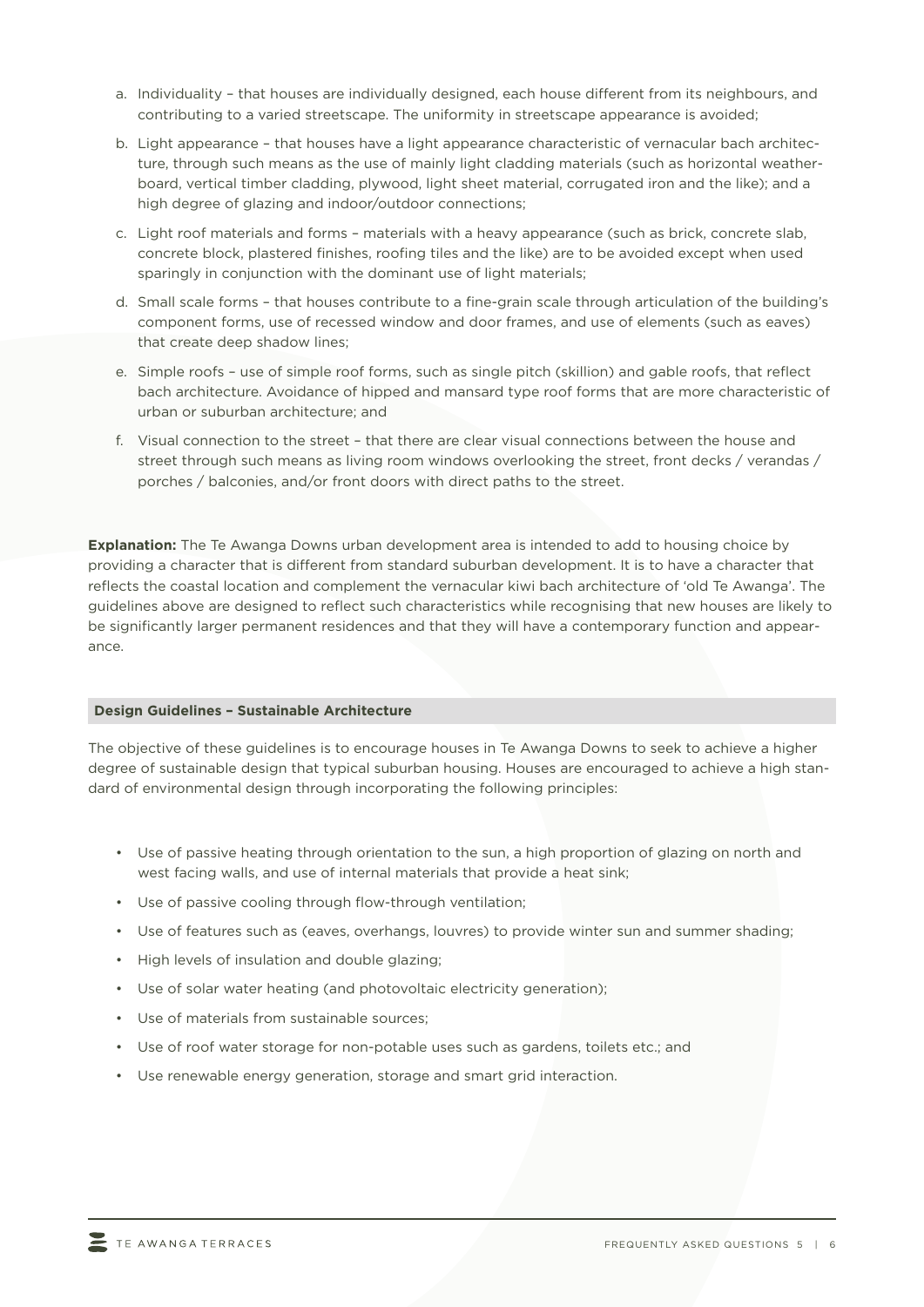a. Individuality – that houses are individually designed, each house different from its neighbours, and contributing to a varied streetscape. The uniformity in streetscape appearance is avoided;

b. Light appearance – that houses have a light appearance characteristic of vernacular bach architecture, through such means as the use of mainly light cladding materials (such as horizontal weatherboard, vertical timber cladding, plywood, light sheet material, corrugated iron and the like); and a high degree of glazing and indoor/outdoor connections;

c. Light roof materials and forms – materials with a heavy appearance (such as brick, concrete slab, concrete block, plastered finishes, roofing tiles and the like) are to be avoided except when used sparingly in conjunction with the dominant use of light materials;

d. Small scale forms – that houses contribute to a fine-grain scale through articulation of the building's component forms, use of recessed window and door frames, and use of elements (such as eaves) that create deep shadow lines;

e. Simple roofs – use of simple roof forms, such as single pitch (skillion) and gable roofs, that reflect bach architecture. Avoidance of hipped and mansard type roof forms that are more characteristic of urban or suburban architecture; and

f. Visual connection to the street – that there are clear visual connections between the house and street through such means as living room windows overlooking the street, front decks / verandas / porches / balconies, and/or front doors with direct paths to the street.

**Explanation:** The Te Awanga Downs urban development area is intended to add to housing choice by providing a character that is different from standard suburban development. It is to have a character that reflects the coastal location and complement the vernacular kiwi bach architecture of 'old Te Awanga'. The guidelines above are designed to reflect such characteristics while recognising that new houses are likely to be significantly larger permanent residences and that they will have a contemporary function and appearance.

### Design Guidelines – Sustainable Architecture

The objective of these guidelines is to encourage houses in Te Awanga Downs to seek to achieve a higher degree of sustainable design that typical suburban housing. Houses are encouraged to achieve a high standard of environmental design through incorporating the following principles:

- Use of passive heating through orientation to the sun, a high proportion of glazing on north and west facing walls, and use of internal materials that provide a heat sink;
- Use of passive cooling through flow-through ventilation;
- Use of features such as (eaves, overhangs, louvres) to provide winter sun and summer shading;
- High levels of insulation and double glazing;
- Use of solar water heating (and photovoltaic electricity generation);
- Use of materials from sustainable sources;
- Use of roof water storage for non-potable uses such as gardens, toilets etc.; and
- Use renewable energy generation, storage and smart grid interaction.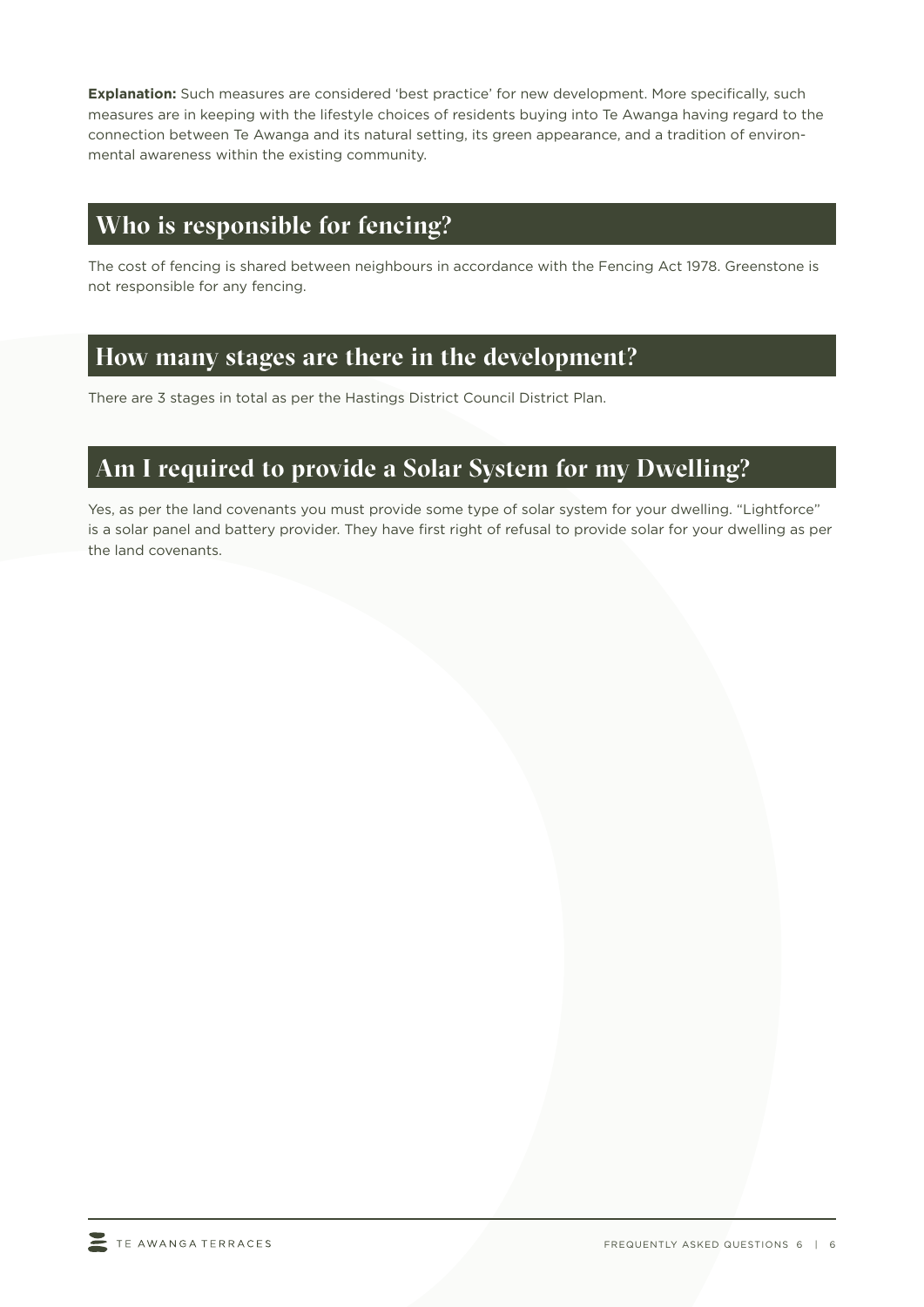**Explanation:** Such measures are considered 'best practice' for new development. More specifically, such measures are in keeping with the lifestyle choices of residents buying into Te Awanga having regard to the connection between Te Awanga and its natural setting, its green appearance, and a tradition of environmental awareness within the existing community.

## Who is responsible for fencing?

The cost of fencing is shared between neighbours in accordance with the Fencing Act 1978. Greenstone is not responsible for any fencing.

## How many stages are there in the development?

There are 3 stages in total as per the Hastings District Council District Plan.

## Am I required to provide a Solar System for my Dwelling?

Yes, as per the land covenants you must provide some type of solar system for your dwelling. "Lightforce" is a solar panel and battery provider. They have first right of refusal to provide solar for your dwelling as per the land covenants.